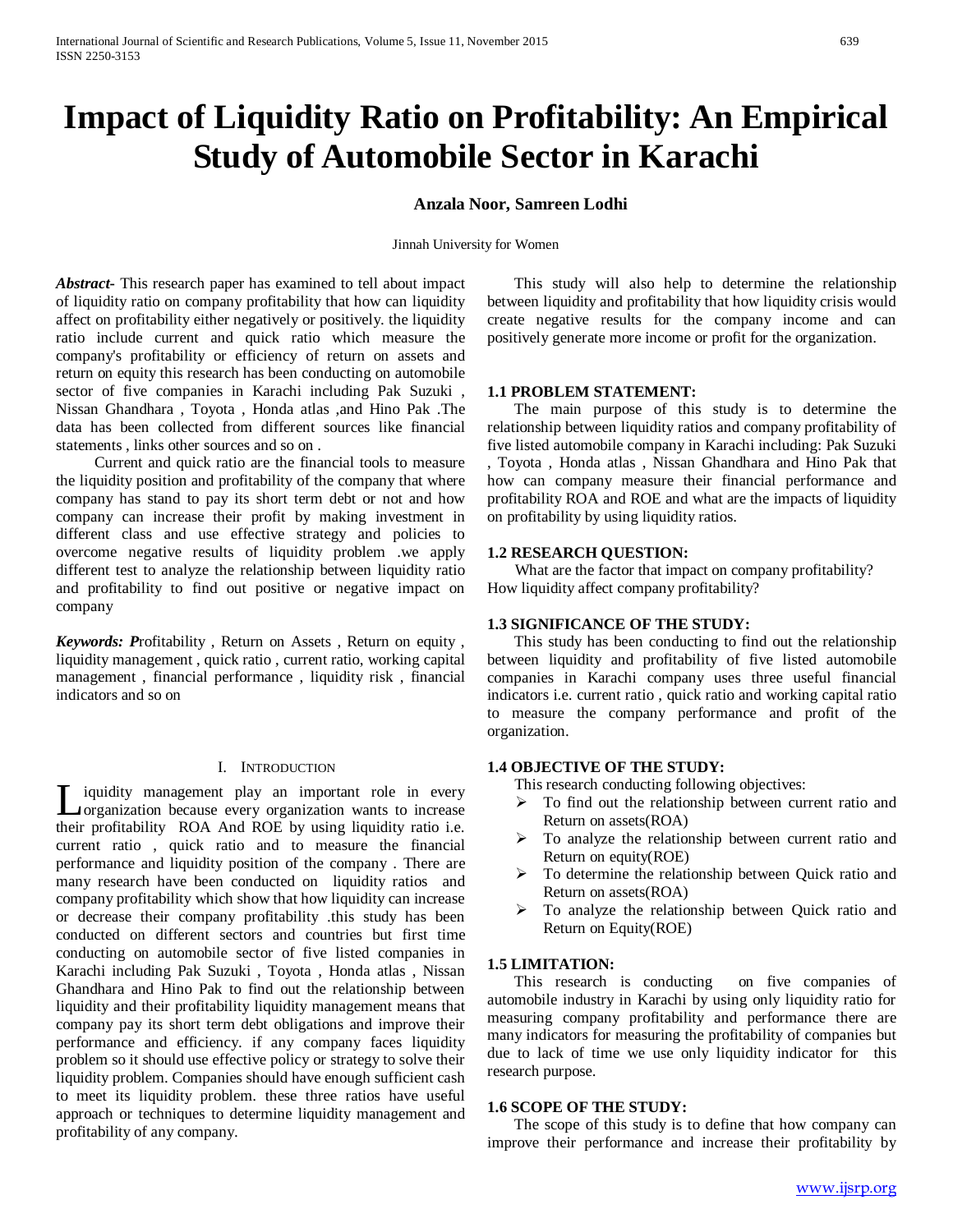# Impact of Liquidity Ratio on Profitability: An Empirical Study of Automobile Sector in Karachi

**Anzala Noor, Samreen Lodhi**

Jinnah University for Women

***Abstract-*** This research paper has examined to tell about impact of liquidity ratio on company profitability that how can liquidity affect on profitability either negatively or positively. the liquidity ratio include current and quick ratio which measure the company's profitability or efficiency of return on assets and return on equity this research has been conducting on automobile sector of five companies in Karachi including Pak Suzuki , Nissan Ghandhara , Toyota , Honda atlas ,and Hino Pak .The data has been collected from different sources like financial statements , links other sources and so on .

Current and quick ratio are the financial tools to measure the liquidity position and profitability of the company that where company has stand to pay its short term debt or not and how company can increase their profit by making investment in different class and use effective strategy and policies to overcome negative results of liquidity problem .we apply different test to analyze the relationship between liquidity ratio and profitability to find out positive or negative impact on company

***Keywords:*** ***P***rofitability , Return on Assets , Return on equity , liquidity management , quick ratio , current ratio, working capital management , financial performance , liquidity risk , financial indicators and so on

## I. Introduction

Liquidity management play an important role in every organization because every organization wants to increase their profitability ROA And ROE by using liquidity ratio i.e. current ratio , quick ratio and to measure the financial performance and liquidity position of the company . There are many research have been conducted on liquidity ratios and company profitability which show that how liquidity can increase or decrease their company profitability .this study has been conducted on different sectors and countries but first time conducting on automobile sector of five listed companies in Karachi including Pak Suzuki , Toyota , Honda atlas , Nissan Ghandhara and Hino Pak to find out the relationship between liquidity and their profitability liquidity management means that company pay its short term debt obligations and improve their performance and efficiency. if any company faces liquidity problem so it should use effective policy or strategy to solve their liquidity problem. Companies should have enough sufficient cash to meet its liquidity problem. these three ratios have useful approach or techniques to determine liquidity management and profitability of any company.

This study will also help to determine the relationship between liquidity and profitability that how liquidity crisis would create negative results for the company income and can positively generate more income or profit for the organization.

### 1.1 PROBLEM STATEMENT:

The main purpose of this study is to determine the relationship between liquidity ratios and company profitability of five listed automobile company in Karachi including: Pak Suzuki , Toyota , Honda atlas , Nissan Ghandhara and Hino Pak that how can company measure their financial performance and profitability ROA and ROE and what are the impacts of liquidity on profitability by using liquidity ratios.

### 1.2 RESEARCH QUESTION:

What are the factor that impact on company profitability? How liquidity affect company profitability?

### 1.3 SIGNIFICANCE OF THE STUDY:

This study has been conducting to find out the relationship between liquidity and profitability of five listed automobile companies in Karachi company uses three useful financial indicators i.e. current ratio , quick ratio and working capital ratio to measure the company performance and profit of the organization.

### 1.4 OBJECTIVE OF THE STUDY:

This research conducting following objectives:

- To find out the relationship between current ratio and Return on assets(ROA)
- To analyze the relationship between current ratio and Return on equity(ROE)
- To determine the relationship between Quick ratio and Return on assets(ROA)
- To analyze the relationship between Quick ratio and Return on Equity(ROE)

### 1.5 LIMITATION:

This research is conducting on five companies of automobile industry in Karachi by using only liquidity ratio for measuring company profitability and performance there are many indicators for measuring the profitability of companies but due to lack of time we use only liquidity indicator for this research purpose.

### 1.6 SCOPE OF THE STUDY:

The scope of this study is to define that how company can improve their performance and increase their profitability by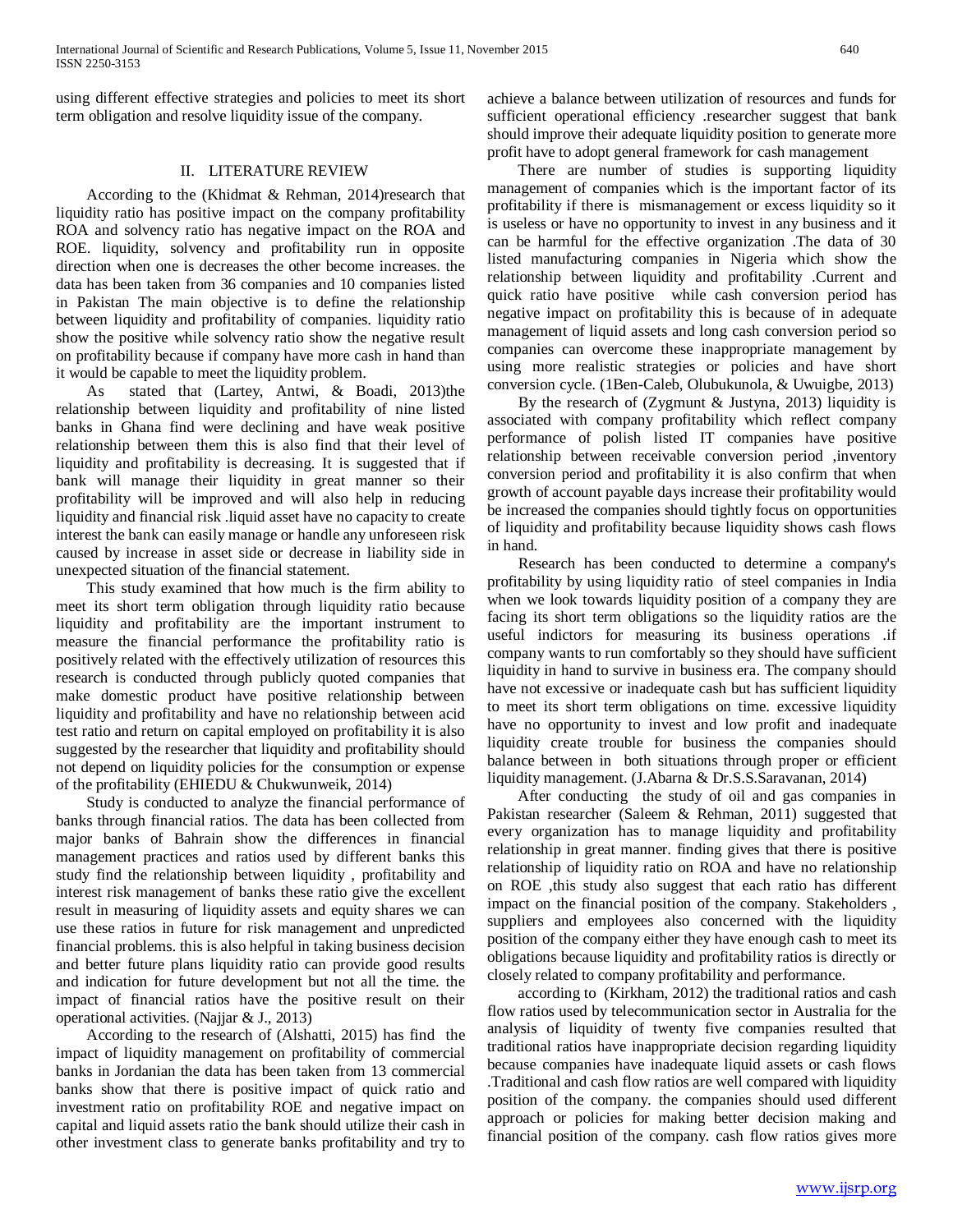using different effective strategies and policies to meet its short term obligation and resolve liquidity issue of the company.

## II. LITERATURE REVIEW

According to the (Khidmat & Rehman, 2014)research that liquidity ratio has positive impact on the company profitability ROA and solvency ratio has negative impact on the ROA and ROE. liquidity, solvency and profitability run in opposite direction when one is decreases the other become increases. the data has been taken from 36 companies and 10 companies listed in Pakistan The main objective is to define the relationship between liquidity and profitability of companies. liquidity ratio show the positive while solvency ratio show the negative result on profitability because if company have more cash in hand than it would be capable to meet the liquidity problem.

As stated that (Lartey, Antwi, & Boadi, 2013)the relationship between liquidity and profitability of nine listed banks in Ghana find were declining and have weak positive relationship between them this is also find that their level of liquidity and profitability is decreasing. It is suggested that if bank will manage their liquidity in great manner so their profitability will be improved and will also help in reducing liquidity and financial risk .liquid asset have no capacity to create interest the bank can easily manage or handle any unforeseen risk caused by increase in asset side or decrease in liability side in unexpected situation of the financial statement.

This study examined that how much is the firm ability to meet its short term obligation through liquidity ratio because liquidity and profitability are the important instrument to measure the financial performance the profitability ratio is positively related with the effectively utilization of resources this research is conducted through publicly quoted companies that make domestic product have positive relationship between liquidity and profitability and have no relationship between acid test ratio and return on capital employed on profitability it is also suggested by the researcher that liquidity and profitability should not depend on liquidity policies for the consumption or expense of the profitability (EHIEDU & Chukwunweik, 2014)

Study is conducted to analyze the financial performance of banks through financial ratios. The data has been collected from major banks of Bahrain show the differences in financial management practices and ratios used by different banks this study find the relationship between liquidity , profitability and interest risk management of banks these ratio give the excellent result in measuring of liquidity assets and equity shares we can use these ratios in future for risk management and unpredicted financial problems. this is also helpful in taking business decision and better future plans liquidity ratio can provide good results and indication for future development but not all the time. the impact of financial ratios have the positive result on their operational activities. (Najjar & J., 2013)

According to the research of (Alshatti, 2015) has find the impact of liquidity management on profitability of commercial banks in Jordanian the data has been taken from 13 commercial banks show that there is positive impact of quick ratio and investment ratio on profitability ROE and negative impact on capital and liquid assets ratio the bank should utilize their cash in other investment class to generate banks profitability and try to achieve a balance between utilization of resources and funds for sufficient operational efficiency .researcher suggest that bank should improve their adequate liquidity position to generate more profit have to adopt general framework for cash management

There are number of studies is supporting liquidity management of companies which is the important factor of its profitability if there is mismanagement or excess liquidity so it is useless or have no opportunity to invest in any business and it can be harmful for the effective organization .The data of 30 listed manufacturing companies in Nigeria which show the relationship between liquidity and profitability .Current and quick ratio have positive while cash conversion period has negative impact on profitability this is because of in adequate management of liquid assets and long cash conversion period so companies can overcome these inappropriate management by using more realistic strategies or policies and have short conversion cycle. (1Ben-Caleb, Olubukunola, & Uwuigbe, 2013)

By the research of (Zygmunt & Justyna, 2013) liquidity is associated with company profitability which reflect company performance of polish listed IT companies have positive relationship between receivable conversion period ,inventory conversion period and profitability it is also confirm that when growth of account payable days increase their profitability would be increased the companies should tightly focus on opportunities of liquidity and profitability because liquidity shows cash flows in hand.

Research has been conducted to determine a company's profitability by using liquidity ratio of steel companies in India when we look towards liquidity position of a company they are facing its short term obligations so the liquidity ratios are the useful indictors for measuring its business operations .if company wants to run comfortably so they should have sufficient liquidity in hand to survive in business era. The company should have not excessive or inadequate cash but has sufficient liquidity to meet its short term obligations on time. excessive liquidity have no opportunity to invest and low profit and inadequate liquidity create trouble for business the companies should balance between in both situations through proper or efficient liquidity management. (J.Abarna & Dr.S.S.Saravanan, 2014)

After conducting the study of oil and gas companies in Pakistan researcher (Saleem & Rehman, 2011) suggested that every organization has to manage liquidity and profitability relationship in great manner. finding gives that there is positive relationship of liquidity ratio on ROA and have no relationship on ROE ,this study also suggest that each ratio has different impact on the financial position of the company. Stakeholders , suppliers and employees also concerned with the liquidity position of the company either they have enough cash to meet its obligations because liquidity and profitability ratios is directly or closely related to company profitability and performance.

according to (Kirkham, 2012) the traditional ratios and cash flow ratios used by telecommunication sector in Australia for the analysis of liquidity of twenty five companies resulted that traditional ratios have inappropriate decision regarding liquidity because companies have inadequate liquid assets or cash flows .Traditional and cash flow ratios are well compared with liquidity position of the company. the companies should used different approach or policies for making better decision making and financial position of the company. cash flow ratios gives more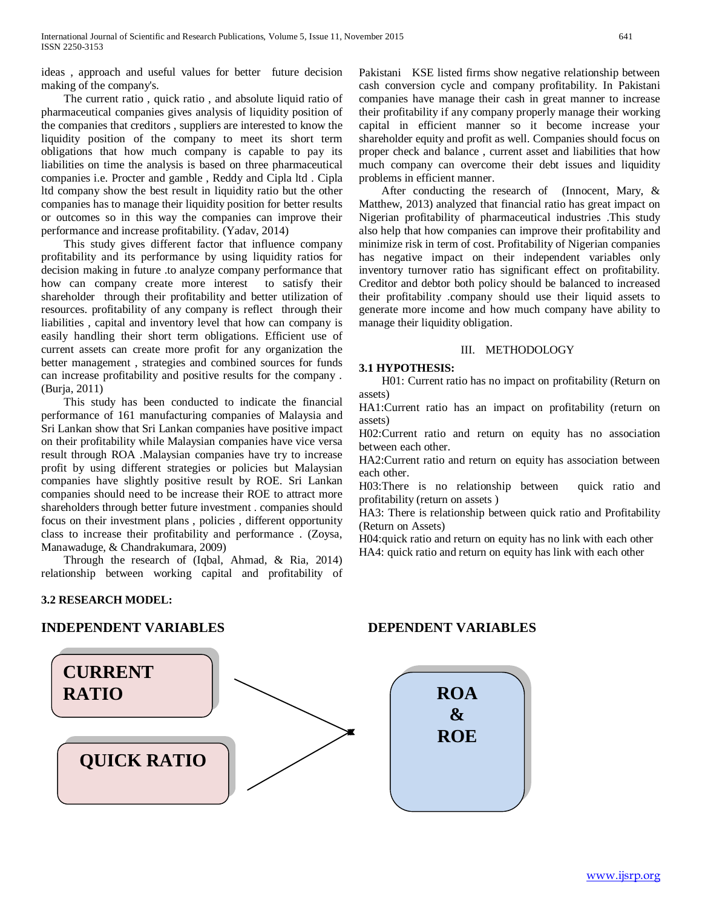ideas , approach and useful values for better future decision making of the company's.

The current ratio , quick ratio , and absolute liquid ratio of pharmaceutical companies gives analysis of liquidity position of the companies that creditors , suppliers are interested to know the liquidity position of the company to meet its short term obligations that how much company is capable to pay its liabilities on time the analysis is based on three pharmaceutical companies i.e. Procter and gamble , Reddy and Cipla ltd . Cipla ltd company show the best result in liquidity ratio but the other companies has to manage their liquidity position for better results or outcomes so in this way the companies can improve their performance and increase profitability. (Yadav, 2014)

This study gives different factor that influence company profitability and its performance by using liquidity ratios for decision making in future .to analyze company performance that how can company create more interest to satisfy their shareholder through their profitability and better utilization of resources. profitability of any company is reflect through their liabilities , capital and inventory level that how can company is easily handling their short term obligations. Efficient use of current assets can create more profit for any organization the better management , strategies and combined sources for funds can increase profitability and positive results for the company . (Burja, 2011)

This study has been conducted to indicate the financial performance of 161 manufacturing companies of Malaysia and Sri Lanka show that Sri Lankan companies have positive impact on their profitability while Malaysian companies have vice versa result through ROA .Malaysian companies have try to increase profit by using different strategies or policies but Malaysian companies have slightly positive result by ROE. Sri Lankan companies should need to be increase their ROE to attract more shareholders through better future investment . companies should focus on their investment plans , policies , different opportunity class to increase their profitability and performance . (Zoysa, Manawaduge, & Chandrakumara, 2009)

Through the research of (Iqbal, Ahmad, & Ria, 2014) relationship between working capital and profitability of Pakistani KSE listed firms show negative relationship between cash conversion cycle and company profitability. In Pakistani companies have manage their cash in great manner to increase their profitability if any company properly manage their working capital in efficient manner so it become increase your shareholder equity and profit as well. Companies should focus on proper check and balance , current asset and liabilities that how much company can overcome their debt issues and liquidity problems in efficient manner.

After conducting the research of (Innocent, Mary, & Matthew, 2013) analyzed that financial ratio has great impact on Nigerian profitability of pharmaceutical industries .This study also help that how companies can improve their profitability and minimize risk in term of cost. Profitability of Nigerian companies has negative impact on their independent variables only inventory turnover ratio has significant effect on profitability. Creditor and debtor both policy should be balanced to increased their profitability .company should use their liquid assets to generate more income and how much company have ability to manage their liquidity obligation.

# III. METHODOLOGY

**3.1 HYPOTHESIS:**

H01: Current ratio has no impact on profitability (Return on assets)

HA1:Current ratio has an impact on profitability (return on assets)

H02:Current ratio and return on equity has no association between each other.

HA2:Current ratio and return on equity has association between each other.

H03:There is no relationship between quick ratio and profitability (return on assets )

HA3: There is relationship between quick ratio and Profitability (Return on Assets)

H04:quick ratio and return on equity has no link with each other

HA4: quick ratio and return on equity has link with each other

**3.2 RESEARCH MODEL:**

**INDEPENDENT VARIABLES** — **DEPENDENT VARIABLES**

**CURRENT RATIO** → **ROA & ROE**

**QUICK RATIO** → **ROA & ROE**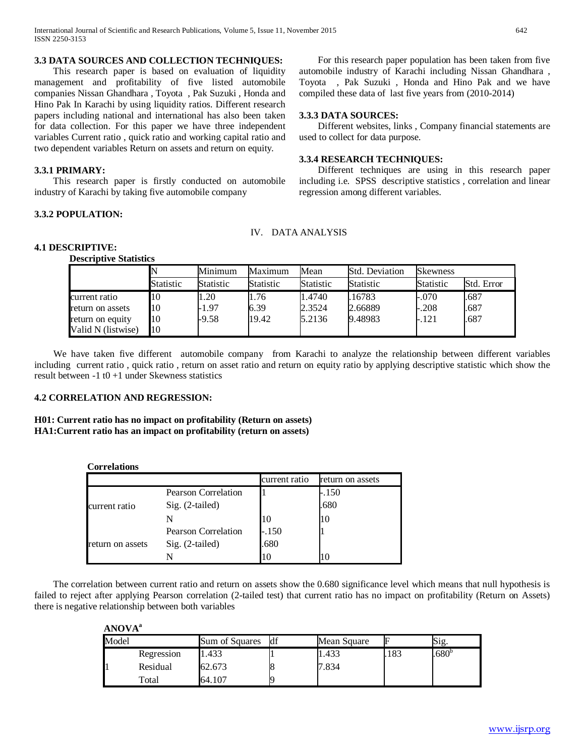### 3.3 DATA SOURCES AND COLLECTION TECHNIQUES:

This research paper is based on evaluation of liquidity management and profitability of five listed automobile companies Nissan Ghandhara , Toyota , Pak Suzuki , Honda and Hino Pak In Karachi by using liquidity ratios. Different research papers including national and international has also been taken for data collection. For this paper we have three independent variables Current ratio , quick ratio and working capital ratio and two dependent variables Return on assets and return on equity.

### 3.3.1 PRIMARY:

This research paper is firstly conducted on automobile industry of Karachi by taking five automobile company

### 3.3.2 POPULATION:

For this research paper population has been taken from five automobile industry of Karachi including Nissan Ghandhara , Toyota , Pak Suzuki , Honda and Hino Pak and we have compiled these data of last five years from (2010-2014)

### 3.3.3 DATA SOURCES:

Different websites, links , Company financial statements are used to collect for data purpose.

### 3.3.4 RESEARCH TECHNIQUES:

Different techniques are using in this research paper including i.e. SPSS descriptive statistics , correlation and linear regression among different variables.

## IV. DATA ANALYSIS

### 4.1 DESCRIPTIVE:

**Descriptive Statistics**

| | N | Minimum | Maximum | Mean | Std. Deviation | Skewness | |
|---|---|---|---|---|---|---|---|
| | Statistic | Statistic | Statistic | Statistic | Statistic | Statistic | Std. Error |
| current ratio | 10 | 1.20 | 1.76 | 1.4740 | .16783 | -.070 | .687 |
| return on assets | 10 | -1.97 | 6.39 | 2.3524 | 2.66889 | -.208 | .687 |
| return on equity | 10 | -9.58 | 19.42 | 5.2136 | 9.48983 | -.121 | .687 |
| Valid N (listwise) | 10 | | | | | | |

We have taken five different automobile company from Karachi to analyze the relationship between different variables including current ratio , quick ratio , return on asset ratio and return on equity ratio by applying descriptive statistic which show the result between -1 t0 +1 under Skewness statistics

### 4.2 CORRELATION AND REGRESSION:

**H01: Current ratio has no impact on profitability (Return on assets)**
**HA1:Current ratio has an impact on profitability (return on assets)**

**Correlations**

| | | current ratio | return on assets |
|---|---|---|---|
| current ratio | Pearson Correlation | 1 | -.150 |
| | Sig. (2-tailed) | | .680 |
| | N | 10 | 10 |
| return on assets | Pearson Correlation | -.150 | 1 |
| | Sig. (2-tailed) | .680 | |
| | N | 10 | 10 |

The correlation between current ratio and return on assets show the 0.680 significance level which means that null hypothesis is failed to reject after applying Pearson correlation (2-tailed test) that current ratio has no impact on profitability (Return on Assets) there is negative relationship between both variables

**ANOVA[a]**

| Model | | Sum of Squares | df | Mean Square | F | Sig. |
|---|---|---|---|---|---|---|
| 1 | Regression | 1.433 | 1 | 1.433 | .183 | .680[b] |
| | Residual | 62.673 | 8 | 7.834 | | |
| | Total | 64.107 | 9 | | | |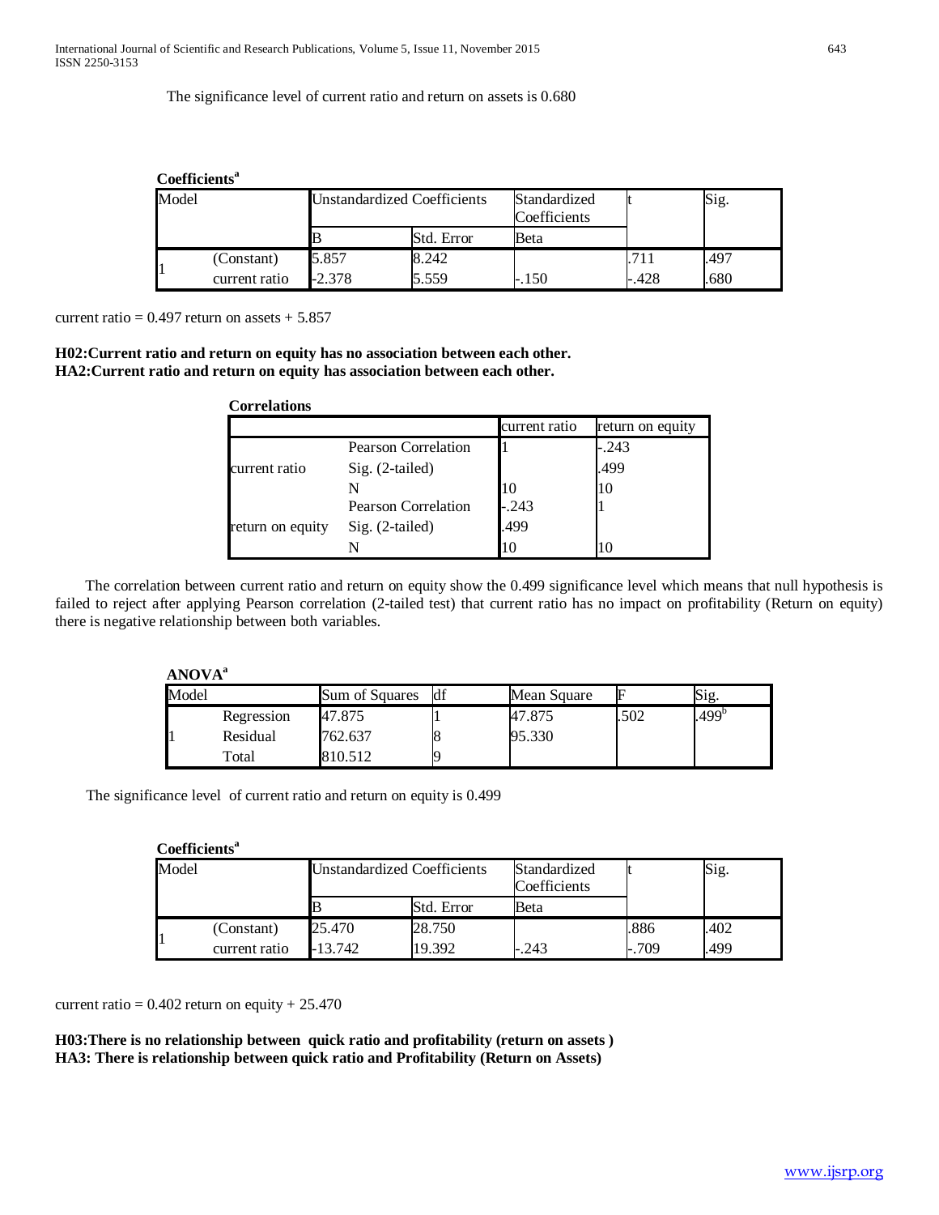The significance level of current ratio and return on assets is 0.680

**Coefficients**[a]

| Model | | Unstandardized Coefficients | | Standardized Coefficients | t | Sig. |
|---|---|---|---|---|---|---|
| | | B | Std. Error | Beta | | |
| 1 | (Constant) | 5.857 | 8.242 | | .711 | .497 |
| | current ratio | -2.378 | 5.559 | -.150 | -.428 | .680 |

current ratio = 0.497 return on assets + 5.857

**H02:Current ratio and return on equity has no association between each other.**
**HA2:Current ratio and return on equity has association between each other.**

**Correlations**

| | | current ratio | return on equity |
|---|---|---|---|
| current ratio | Pearson Correlation | 1 | -.243 |
| | Sig. (2-tailed) | | .499 |
| | N | 10 | 10 |
| return on equity | Pearson Correlation | -.243 | 1 |
| | Sig. (2-tailed) | .499 | |
| | N | 10 | 10 |

The correlation between current ratio and return on equity show the 0.499 significance level which means that null hypothesis is failed to reject after applying Pearson correlation (2-tailed test) that current ratio has no impact on profitability (Return on equity) there is negative relationship between both variables.

**ANOVA**[a]

| Model | | Sum of Squares | df | Mean Square | F | Sig. |
|---|---|---|---|---|---|---|
| 1 | Regression | 47.875 | 1 | 47.875 | .502 | .499[b] |
| | Residual | 762.637 | 8 | 95.330 | | |
| | Total | 810.512 | 9 | | | |

The significance level of current ratio and return on equity is 0.499

**Coefficients**[a]

| Model | | Unstandardized Coefficients | | Standardized Coefficients | t | Sig. |
|---|---|---|---|---|---|---|
| | | B | Std. Error | Beta | | |
| 1 | (Constant) | 25.470 | 28.750 | | .886 | .402 |
| | current ratio | -13.742 | 19.392 | -.243 | -.709 | .499 |

current ratio = 0.402 return on equity + 25.470

**H03:There is no relationship between quick ratio and profitability (return on assets )**
**HA3: There is relationship between quick ratio and Profitability (Return on Assets)**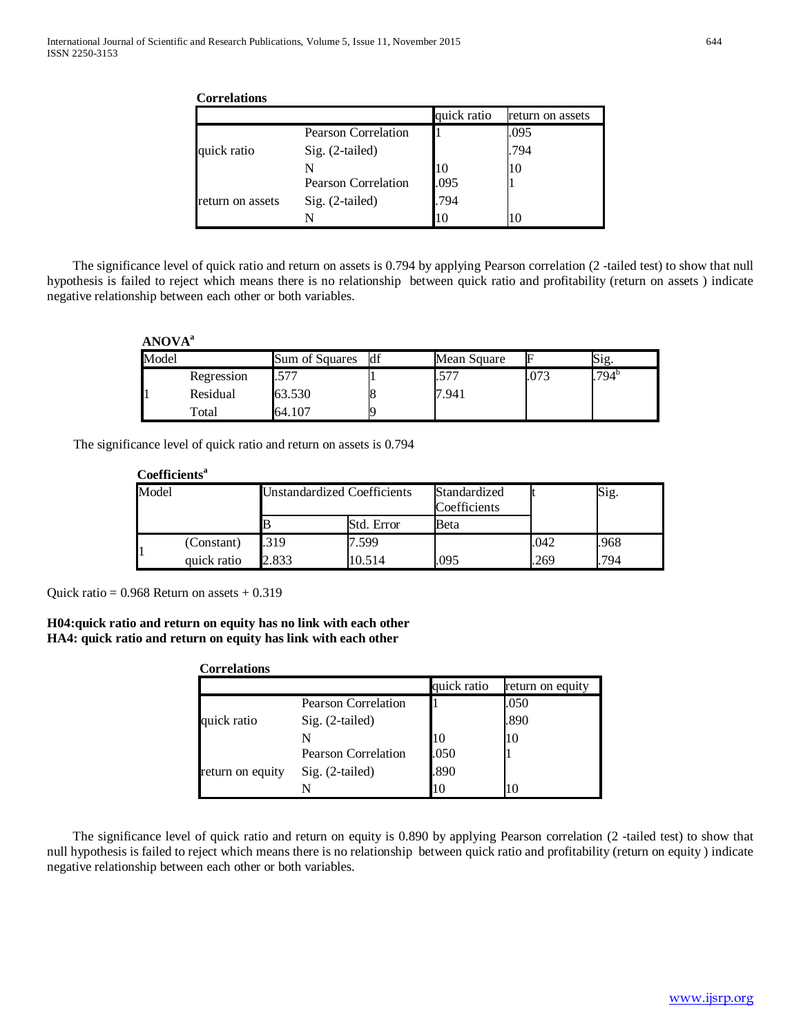**Correlations**

| | | quick ratio | return on assets |
|---|---|---|---|
| quick ratio | Pearson Correlation | 1 | .095 |
| | Sig. (2-tailed) | | .794 |
| | N | 10 | 10 |
| return on assets | Pearson Correlation | .095 | 1 |
| | Sig. (2-tailed) | .794 | |
| | N | 10 | 10 |

The significance level of quick ratio and return on assets is 0.794 by applying Pearson correlation (2 -tailed test) to show that null hypothesis is failed to reject which means there is no relationship between quick ratio and profitability (return on assets ) indicate negative relationship between each other or both variables.

**ANOVA[a]**

| Model | | Sum of Squares | df | Mean Square | F | Sig. |
|---|---|---|---|---|---|---|
| 1 | Regression | .577 | 1 | .577 | .073 | .794[b] |
| | Residual | 63.530 | 8 | 7.941 | | |
| | Total | 64.107 | 9 | | | |

The significance level of quick ratio and return on assets is 0.794

**Coefficients[a]**

| Model | | Unstandardized Coefficients | | Standardized Coefficients | t | Sig. |
|---|---|---|---|---|---|---|
| | | B | Std. Error | Beta | | |
| 1 | (Constant) | .319 | 7.599 | | .042 | .968 |
| | quick ratio | 2.833 | 10.514 | .095 | .269 | .794 |

Quick ratio = 0.968 Return on assets + 0.319

**H04:quick ratio and return on equity has no link with each other**
**HA4: quick ratio and return on equity has link with each other**

**Correlations**

| | | quick ratio | return on equity |
|---|---|---|---|
| quick ratio | Pearson Correlation | 1 | .050 |
| | Sig. (2-tailed) | | .890 |
| | N | 10 | 10 |
| return on equity | Pearson Correlation | .050 | 1 |
| | Sig. (2-tailed) | .890 | |
| | N | 10 | 10 |

The significance level of quick ratio and return on equity is 0.890 by applying Pearson correlation (2 -tailed test) to show that null hypothesis is failed to reject which means there is no relationship between quick ratio and profitability (return on equity ) indicate negative relationship between each other or both variables.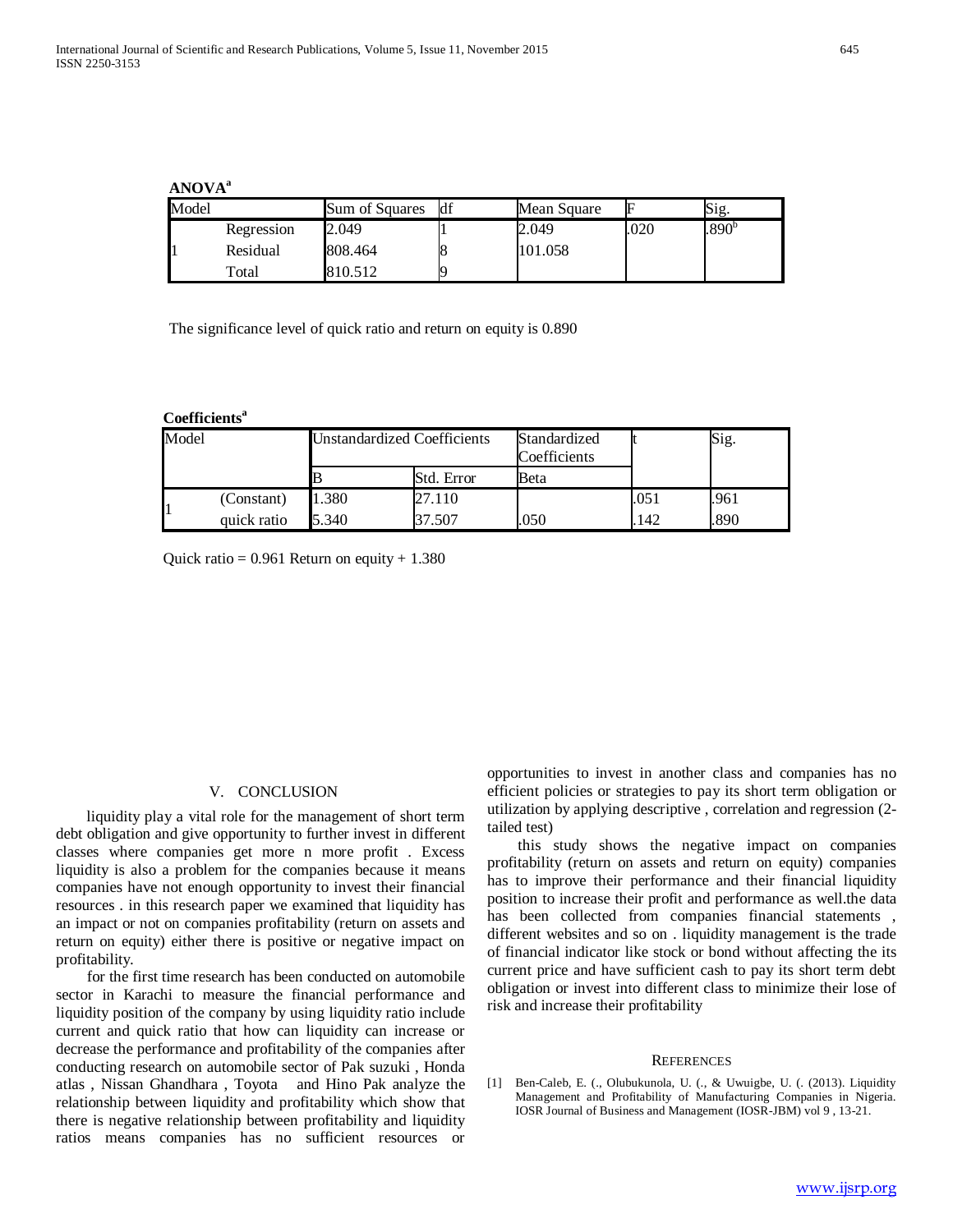**ANOVA[a]**

| Model | | Sum of Squares | df | Mean Square | F | Sig. |
|---|---|---|---|---|---|---|
| 1 | Regression | 2.049 | 1 | 2.049 | .020 | .890[b] |
| | Residual | 808.464 | 8 | 101.058 | | |
| | Total | 810.512 | 9 | | | |

The significance level of quick ratio and return on equity is 0.890

**Coefficients[a]**

| Model | | Unstandardized Coefficients | | Standardized Coefficients | t | Sig. |
|---|---|---|---|---|---|---|
| | | B | Std. Error | Beta | | |
| 1 | (Constant) | 1.380 | 27.110 | | .051 | .961 |
| | quick ratio | 5.340 | 37.507 | .050 | .142 | .890 |

Quick ratio = 0.961 Return on equity + 1.380

## V. CONCLUSION

liquidity play a vital role for the management of short term debt obligation and give opportunity to further invest in different classes where companies get more n more profit . Excess liquidity is also a problem for the companies because it means companies have not enough opportunity to invest their financial resources . in this research paper we examined that liquidity has an impact or not on companies profitability (return on assets and return on equity) either there is positive or negative impact on profitability.

for the first time research has been conducted on automobile sector in Karachi to measure the financial performance and liquidity position of the company by using liquidity ratio include current and quick ratio that how can liquidity can increase or decrease the performance and profitability of the companies after conducting research on automobile sector of Pak suzuki , Honda atlas , Nissan Ghandhara , Toyota and Hino Pak analyze the relationship between liquidity and profitability which show that there is negative relationship between profitability and liquidity ratios means companies has no sufficient resources or opportunities to invest in another class and companies has no efficient policies or strategies to pay its short term obligation or utilization by applying descriptive , correlation and regression (2-tailed test)

this study shows the negative impact on companies profitability (return on assets and return on equity) companies has to improve their performance and their financial liquidity position to increase their profit and performance as well.the data has been collected from companies financial statements , different websites and so on . liquidity management is the trade of financial indicator like stock or bond without affecting the its current price and have sufficient cash to pay its short term debt obligation or invest into different class to minimize their lose of risk and increase their profitability

## REFERENCES

[1] Ben-Caleb, E. (., Olubukunola, U. (., & Uwuigbe, U. (. (2013). Liquidity Management and Profitability of Manufacturing Companies in Nigeria. IOSR Journal of Business and Management (IOSR-JBM) vol 9 , 13-21.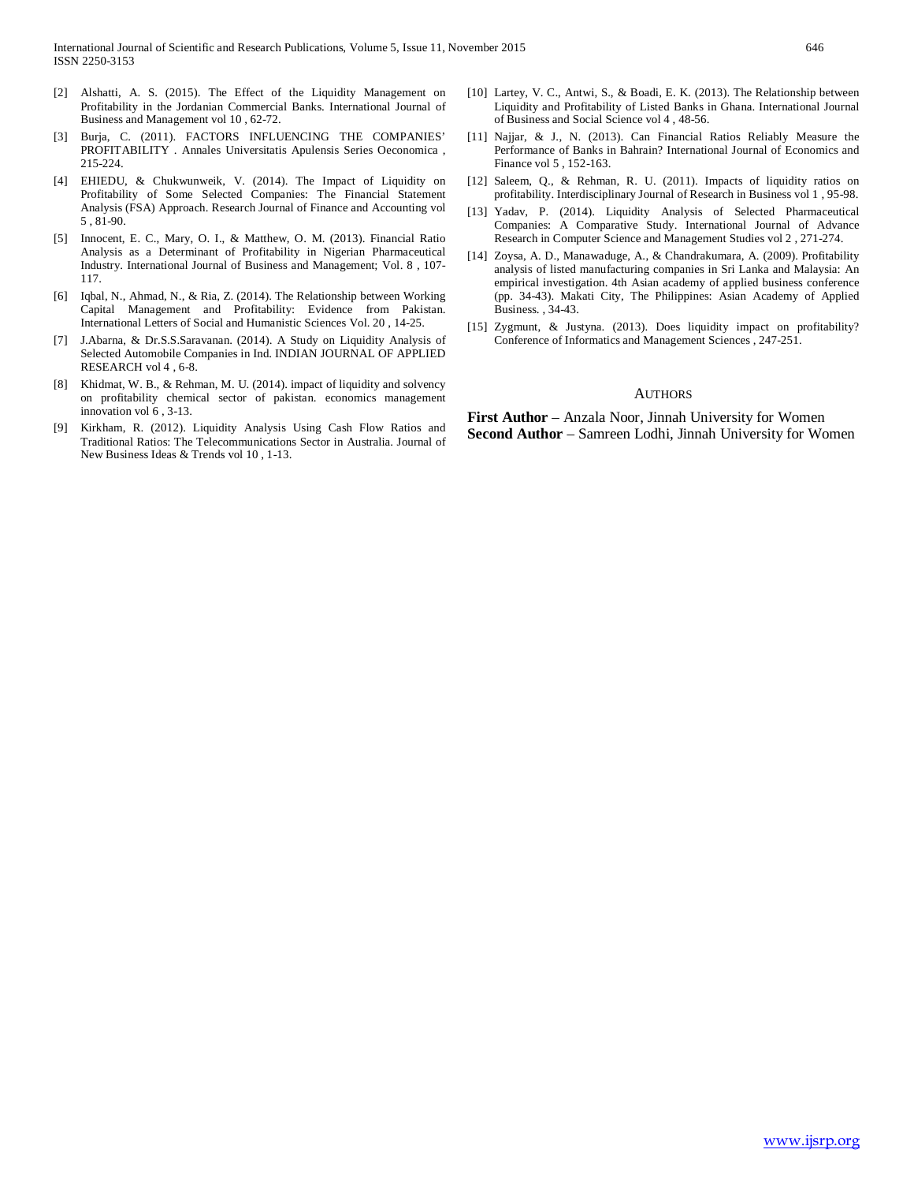[2] Alshatti, A. S. (2015). The Effect of the Liquidity Management on Profitability in the Jordanian Commercial Banks. International Journal of Business and Management vol 10 , 62-72.

[3] Burja, C. (2011). FACTORS INFLUENCING THE COMPANIES' PROFITABILITY . Annales Universitatis Apulensis Series Oeconomica , 215-224.

[4] EHIEDU, & Chukwunweik, V. (2014). The Impact of Liquidity on Profitability of Some Selected Companies: The Financial Statement Analysis (FSA) Approach. Research Journal of Finance and Accounting vol 5 , 81-90.

[5] Innocent, E. C., Mary, O. I., & Matthew, O. M. (2013). Financial Ratio Analysis as a Determinant of Profitability in Nigerian Pharmaceutical Industry. International Journal of Business and Management; Vol. 8 , 107-117.

[6] Iqbal, N., Ahmad, N., & Ria, Z. (2014). The Relationship between Working Capital Management and Profitability: Evidence from Pakistan. International Letters of Social and Humanistic Sciences Vol. 20 , 14-25.

[7] J.Abarna, & Dr.S.S.Saravanan. (2014). A Study on Liquidity Analysis of Selected Automobile Companies in Ind. INDIAN JOURNAL OF APPLIED RESEARCH vol 4 , 6-8.

[8] Khidmat, W. B., & Rehman, M. U. (2014). impact of liquidity and solvency on profitability chemical sector of pakistan. economics management innovation vol 6 , 3-13.

[9] Kirkham, R. (2012). Liquidity Analysis Using Cash Flow Ratios and Traditional Ratios: The Telecommunications Sector in Australia. Journal of New Business Ideas & Trends vol 10 , 1-13.

[10] Lartey, V. C., Antwi, S., & Boadi, E. K. (2013). The Relationship between Liquidity and Profitability of Listed Banks in Ghana. International Journal of Business and Social Science vol 4 , 48-56.

[11] Najjar, & J., N. (2013). Can Financial Ratios Reliably Measure the Performance of Banks in Bahrain? International Journal of Economics and Finance vol 5 , 152-163.

[12] Saleem, Q., & Rehman, R. U. (2011). Impacts of liquidity ratios on profitability. Interdisciplinary Journal of Research in Business vol 1 , 95-98.

[13] Yadav, P. (2014). Liquidity Analysis of Selected Pharmaceutical Companies: A Comparative Study. International Journal of Advance Research in Computer Science and Management Studies vol 2 , 271-274.

[14] Zoysa, A. D., Manawaduge, A., & Chandrakumara, A. (2009). Profitability analysis of listed manufacturing companies in Sri Lanka and Malaysia: An empirical investigation. 4th Asian academy of applied business conference (pp. 34-43). Makati City, The Philippines: Asian Academy of Applied Business. , 34-43.

[15] Zygmunt, & Justyna. (2013). Does liquidity impact on profitability? Conference of Informatics and Management Sciences , 247-251.

## AUTHORS

**First Author** – Anzala Noor, Jinnah University for Women

**Second Author** – Samreen Lodhi, Jinnah University for Women